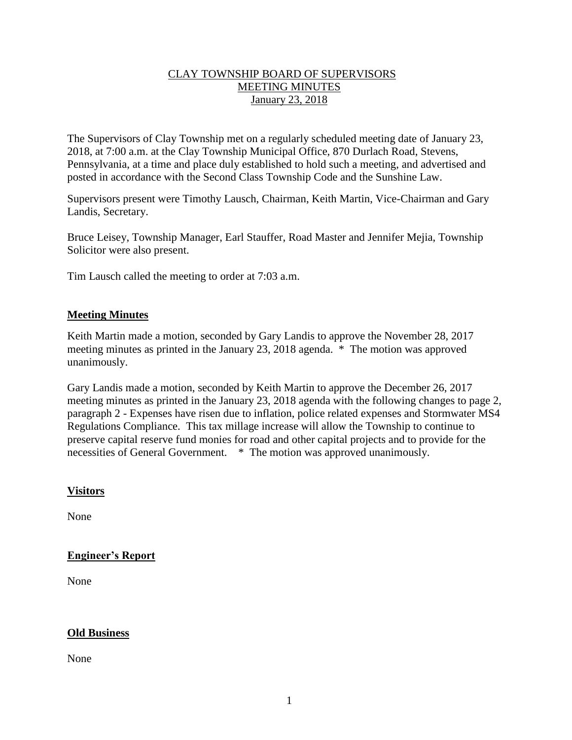# CLAY TOWNSHIP BOARD OF SUPERVISORS
## MEETING MINUTES
### January 23, 2018

The Supervisors of Clay Township met on a regularly scheduled meeting date of January 23, 2018, at 7:00 a.m. at the Clay Township Municipal Office, 870 Durlach Road, Stevens, Pennsylvania, at a time and place duly established to hold such a meeting, and advertised and posted in accordance with the Second Class Township Code and the Sunshine Law.

Supervisors present were Timothy Lausch, Chairman, Keith Martin, Vice-Chairman and Gary Landis, Secretary.

Bruce Leisey, Township Manager, Earl Stauffer, Road Master and Jennifer Mejia, Township Solicitor were also present.

Tim Lausch called the meeting to order at 7:03 a.m.

## **Meeting Minutes**

Keith Martin made a motion, seconded by Gary Landis to approve the November 28, 2017 meeting minutes as printed in the January 23, 2018 agenda. * The motion was approved unanimously.

Gary Landis made a motion, seconded by Keith Martin to approve the December 26, 2017 meeting minutes as printed in the January 23, 2018 agenda with the following changes to page 2, paragraph 2 - Expenses have risen due to inflation, police related expenses and Stormwater MS4 Regulations Compliance. This tax millage increase will allow the Township to continue to preserve capital reserve fund monies for road and other capital projects and to provide for the necessities of General Government. * The motion was approved unanimously.

## **Visitors**

None

## **Engineer's Report**

None

## **Old Business**

None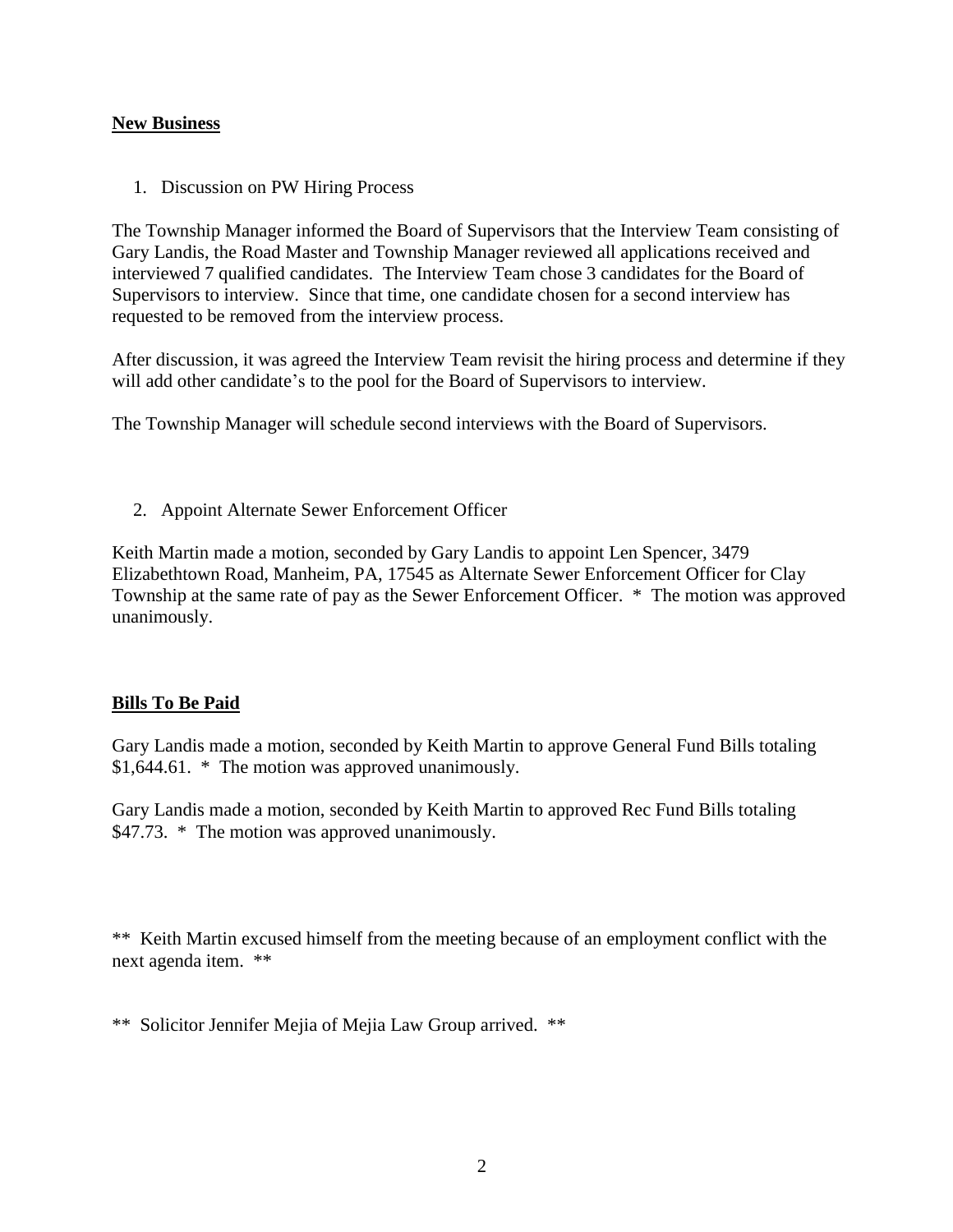**New Business**

1. Discussion on PW Hiring Process

The Township Manager informed the Board of Supervisors that the Interview Team consisting of Gary Landis, the Road Master and Township Manager reviewed all applications received and interviewed 7 qualified candidates. The Interview Team chose 3 candidates for the Board of Supervisors to interview. Since that time, one candidate chosen for a second interview has requested to be removed from the interview process.

After discussion, it was agreed the Interview Team revisit the hiring process and determine if they will add other candidate's to the pool for the Board of Supervisors to interview.

The Township Manager will schedule second interviews with the Board of Supervisors.

2. Appoint Alternate Sewer Enforcement Officer

Keith Martin made a motion, seconded by Gary Landis to appoint Len Spencer, 3479 Elizabethtown Road, Manheim, PA, 17545 as Alternate Sewer Enforcement Officer for Clay Township at the same rate of pay as the Sewer Enforcement Officer. * The motion was approved unanimously.

**Bills To Be Paid**

Gary Landis made a motion, seconded by Keith Martin to approve General Fund Bills totaling $1,644.61. * The motion was approved unanimously.

Gary Landis made a motion, seconded by Keith Martin to approved Rec Fund Bills totaling $47.73. * The motion was approved unanimously.

** Keith Martin excused himself from the meeting because of an employment conflict with the next agenda item. **

** Solicitor Jennifer Mejia of Mejia Law Group arrived. **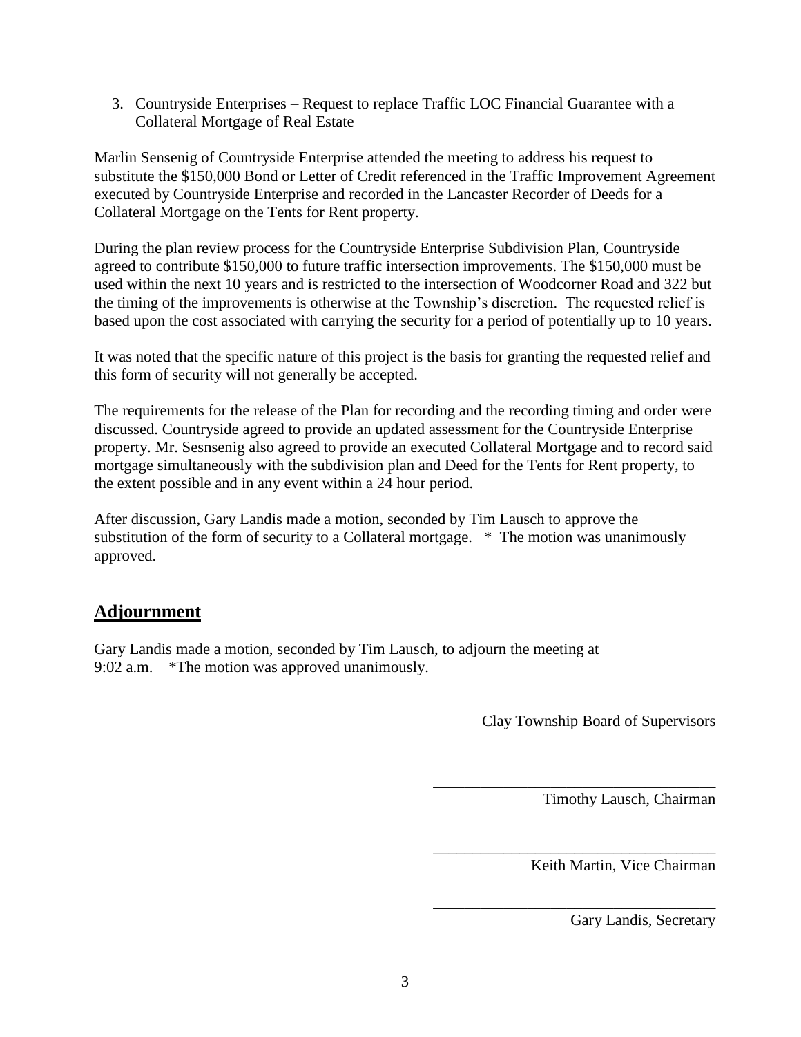3. Countryside Enterprises – Request to replace Traffic LOC Financial Guarantee with a Collateral Mortgage of Real Estate

Marlin Sensenig of Countryside Enterprise attended the meeting to address his request to substitute the $150,000 Bond or Letter of Credit referenced in the Traffic Improvement Agreement executed by Countryside Enterprise and recorded in the Lancaster Recorder of Deeds for a Collateral Mortgage on the Tents for Rent property.

During the plan review process for the Countryside Enterprise Subdivision Plan, Countryside agreed to contribute $150,000 to future traffic intersection improvements. The $150,000 must be used within the next 10 years and is restricted to the intersection of Woodcorner Road and 322 but the timing of the improvements is otherwise at the Township's discretion. The requested relief is based upon the cost associated with carrying the security for a period of potentially up to 10 years.

It was noted that the specific nature of this project is the basis for granting the requested relief and this form of security will not generally be accepted.

The requirements for the release of the Plan for recording and the recording timing and order were discussed. Countryside agreed to provide an updated assessment for the Countryside Enterprise property. Mr. Sesnsenig also agreed to provide an executed Collateral Mortgage and to record said mortgage simultaneously with the subdivision plan and Deed for the Tents for Rent property, to the extent possible and in any event within a 24 hour period.

After discussion, Gary Landis made a motion, seconded by Tim Lausch to approve the substitution of the form of security to a Collateral mortgage. * The motion was unanimously approved.

## Adjournment

Gary Landis made a motion, seconded by Tim Lausch, to adjourn the meeting at 9:02 a.m. *The motion was approved unanimously.

Clay Township Board of Supervisors

\_\_\_\_\_\_\_\_\_\_\_\_\_\_\_\_\_\_\_\_\_\_\_\_\_\_\_\_\_\_\_\_\_\_\_\_
Timothy Lausch, Chairman

\_\_\_\_\_\_\_\_\_\_\_\_\_\_\_\_\_\_\_\_\_\_\_\_\_\_\_\_\_\_\_\_\_\_\_\_
Keith Martin, Vice Chairman

\_\_\_\_\_\_\_\_\_\_\_\_\_\_\_\_\_\_\_\_\_\_\_\_\_\_\_\_\_\_\_\_\_\_\_\_
Gary Landis, Secretary